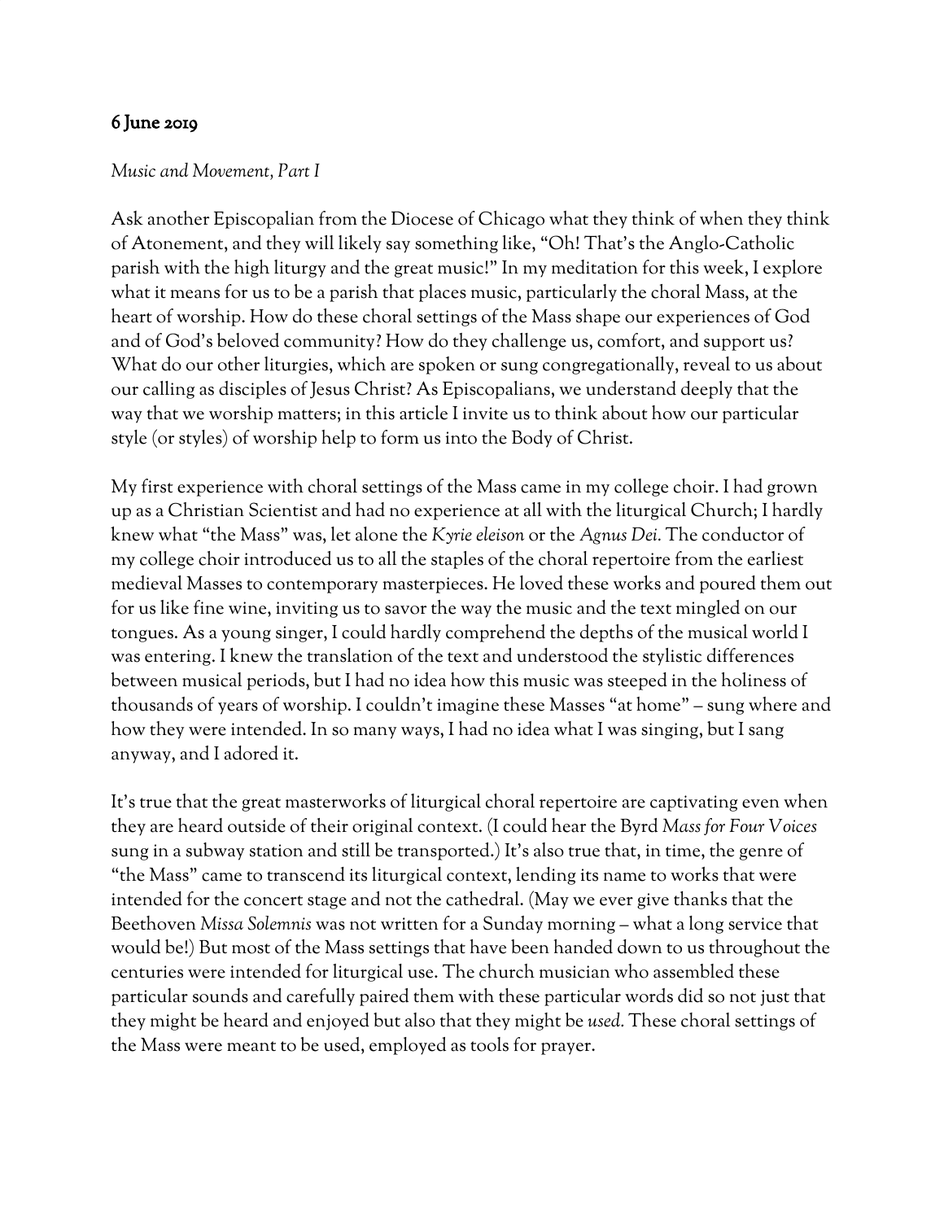**6 June 2019**

*Music and Movement, Part I*

Ask another Episcopalian from the Diocese of Chicago what they think of when they think of Atonement, and they will likely say something like, "Oh! That's the Anglo-Catholic parish with the high liturgy and the great music!" In my meditation for this week, I explore what it means for us to be a parish that places music, particularly the choral Mass, at the heart of worship. How do these choral settings of the Mass shape our experiences of God and of God's beloved community? How do they challenge us, comfort, and support us? What do our other liturgies, which are spoken or sung congregationally, reveal to us about our calling as disciples of Jesus Christ? As Episcopalians, we understand deeply that the way that we worship matters; in this article I invite us to think about how our particular style (or styles) of worship help to form us into the Body of Christ.

My first experience with choral settings of the Mass came in my college choir. I had grown up as a Christian Scientist and had no experience at all with the liturgical Church; I hardly knew what "the Mass" was, let alone the *Kyrie eleison* or the *Agnus Dei.* The conductor of my college choir introduced us to all the staples of the choral repertoire from the earliest medieval Masses to contemporary masterpieces. He loved these works and poured them out for us like fine wine, inviting us to savor the way the music and the text mingled on our tongues. As a young singer, I could hardly comprehend the depths of the musical world I was entering. I knew the translation of the text and understood the stylistic differences between musical periods, but I had no idea how this music was steeped in the holiness of thousands of years of worship. I couldn't imagine these Masses "at home" – sung where and how they were intended. In so many ways, I had no idea what I was singing, but I sang anyway, and I adored it.

It's true that the great masterworks of liturgical choral repertoire are captivating even when they are heard outside of their original context. (I could hear the Byrd *Mass for Four Voices* sung in a subway station and still be transported.) It's also true that, in time, the genre of "the Mass" came to transcend its liturgical context, lending its name to works that were intended for the concert stage and not the cathedral. (May we ever give thanks that the Beethoven *Missa Solemnis* was not written for a Sunday morning – what a long service that would be!) But most of the Mass settings that have been handed down to us throughout the centuries were intended for liturgical use. The church musician who assembled these particular sounds and carefully paired them with these particular words did so not just that they might be heard and enjoyed but also that they might be *used.* These choral settings of the Mass were meant to be used, employed as tools for prayer.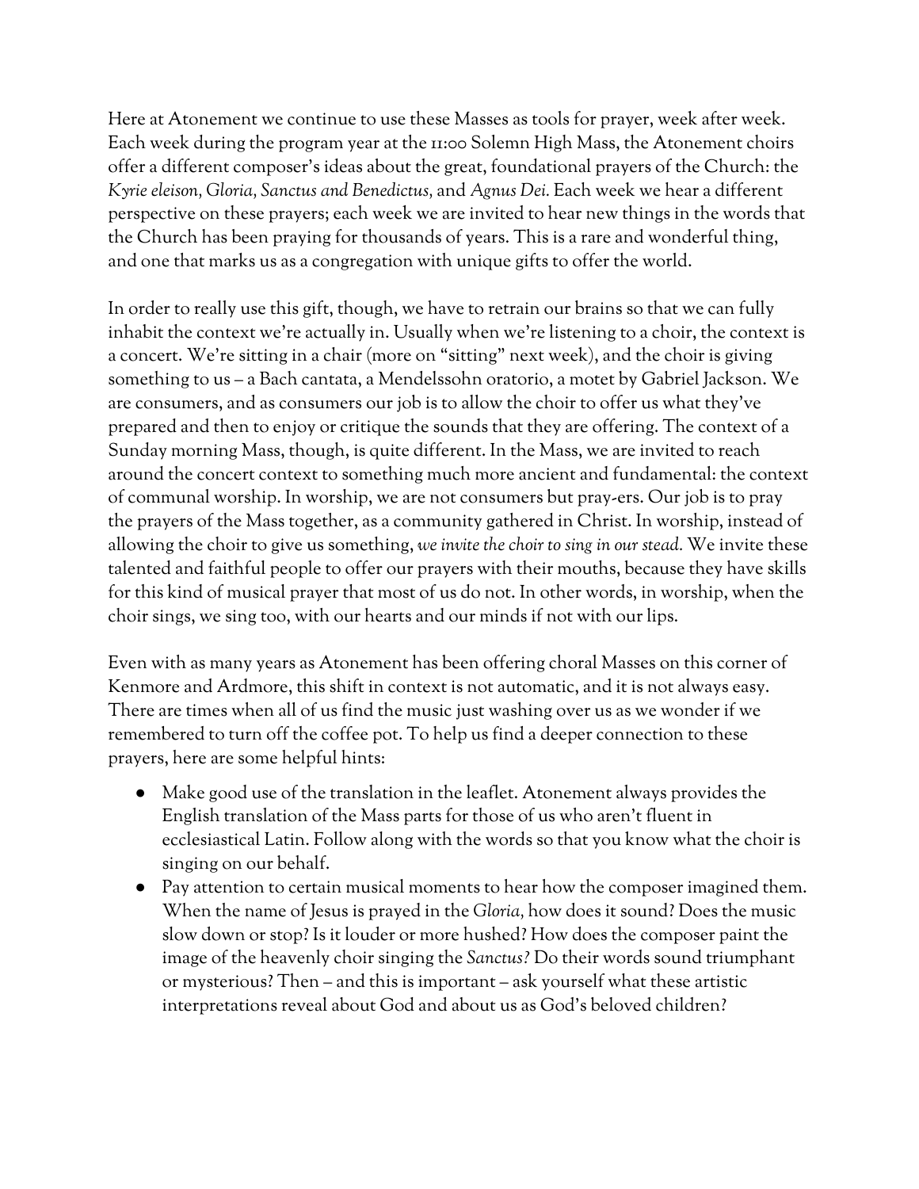Here at Atonement we continue to use these Masses as tools for prayer, week after week. Each week during the program year at the 11:00 Solemn High Mass, the Atonement choirs offer a different composer's ideas about the great, foundational prayers of the Church: the *Kyrie eleison, Gloria, Sanctus and Benedictus,* and *Agnus Dei.* Each week we hear a different perspective on these prayers; each week we are invited to hear new things in the words that the Church has been praying for thousands of years. This is a rare and wonderful thing, and one that marks us as a congregation with unique gifts to offer the world.

In order to really use this gift, though, we have to retrain our brains so that we can fully inhabit the context we're actually in. Usually when we're listening to a choir, the context is a concert. We're sitting in a chair (more on "sitting" next week), and the choir is giving something to us – a Bach cantata, a Mendelssohn oratorio, a motet by Gabriel Jackson. We are consumers, and as consumers our job is to allow the choir to offer us what they've prepared and then to enjoy or critique the sounds that they are offering. The context of a Sunday morning Mass, though, is quite different. In the Mass, we are invited to reach around the concert context to something much more ancient and fundamental: the context of communal worship. In worship, we are not consumers but pray-ers. Our job is to pray the prayers of the Mass together, as a community gathered in Christ. In worship, instead of allowing the choir to give us something, *we invite the choir to sing in our stead.* We invite these talented and faithful people to offer our prayers with their mouths, because they have skills for this kind of musical prayer that most of us do not. In other words, in worship, when the choir sings, we sing too, with our hearts and our minds if not with our lips.

Even with as many years as Atonement has been offering choral Masses on this corner of Kenmore and Ardmore, this shift in context is not automatic, and it is not always easy. There are times when all of us find the music just washing over us as we wonder if we remembered to turn off the coffee pot. To help us find a deeper connection to these prayers, here are some helpful hints:

- Make good use of the translation in the leaflet. Atonement always provides the English translation of the Mass parts for those of us who aren't fluent in ecclesiastical Latin. Follow along with the words so that you know what the choir is singing on our behalf.
- Pay attention to certain musical moments to hear how the composer imagined them. When the name of Jesus is prayed in the *Gloria,* how does it sound? Does the music slow down or stop? Is it louder or more hushed? How does the composer paint the image of the heavenly choir singing the *Sanctus?* Do their words sound triumphant or mysterious? Then – and this is important – ask yourself what these artistic interpretations reveal about God and about us as God's beloved children?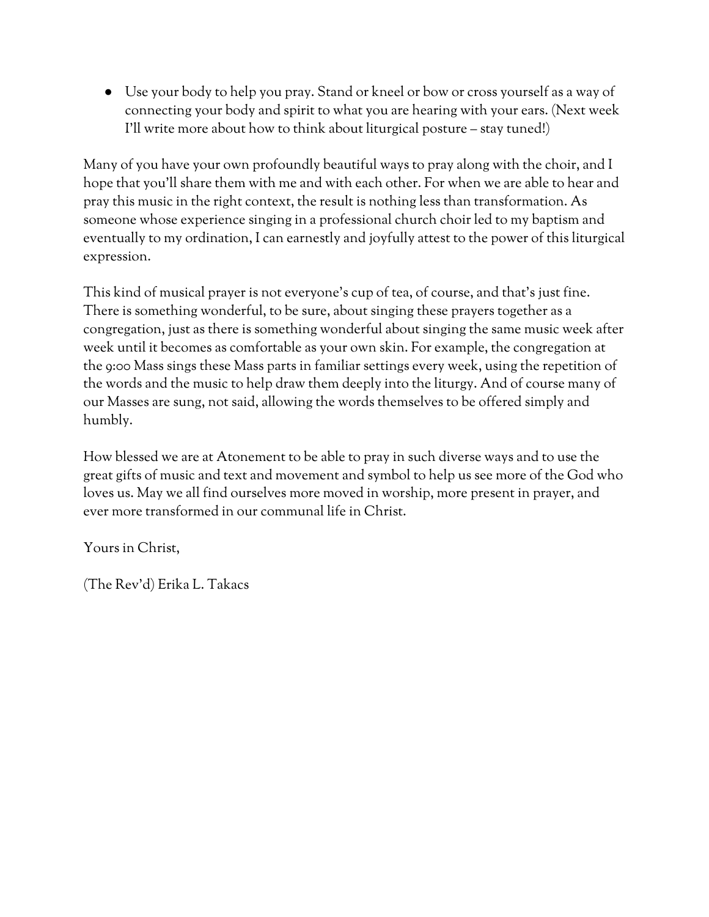- Use your body to help you pray. Stand or kneel or bow or cross yourself as a way of connecting your body and spirit to what you are hearing with your ears. (Next week I'll write more about how to think about liturgical posture – stay tuned!)

Many of you have your own profoundly beautiful ways to pray along with the choir, and I hope that you'll share them with me and with each other. For when we are able to hear and pray this music in the right context, the result is nothing less than transformation. As someone whose experience singing in a professional church choir led to my baptism and eventually to my ordination, I can earnestly and joyfully attest to the power of this liturgical expression.

This kind of musical prayer is not everyone's cup of tea, of course, and that's just fine. There is something wonderful, to be sure, about singing these prayers together as a congregation, just as there is something wonderful about singing the same music week after week until it becomes as comfortable as your own skin. For example, the congregation at the 9:00 Mass sings these Mass parts in familiar settings every week, using the repetition of the words and the music to help draw them deeply into the liturgy. And of course many of our Masses are sung, not said, allowing the words themselves to be offered simply and humbly.

How blessed we are at Atonement to be able to pray in such diverse ways and to use the great gifts of music and text and movement and symbol to help us see more of the God who loves us. May we all find ourselves more moved in worship, more present in prayer, and ever more transformed in our communal life in Christ.

Yours in Christ,

(The Rev'd) Erika L. Takacs